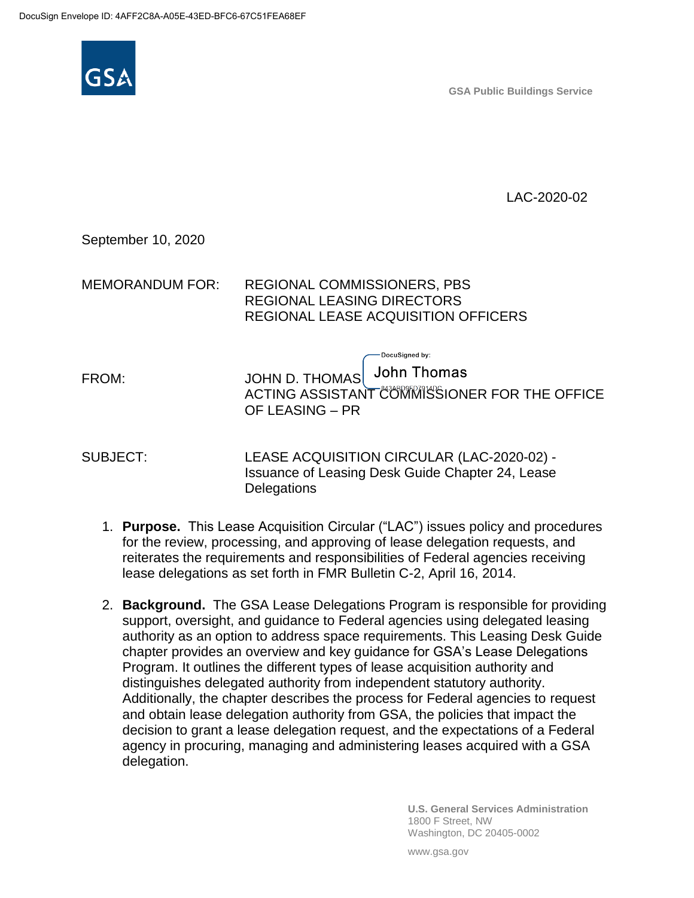DocuSign Envelope ID: 4AFF2C8A-A05E-43ED-BFC6-67C51FEA68EF

GSA

GSA Public Buildings Service

LAC-2020-02

September 10, 2020

MEMORANDUM FOR: REGIONAL COMMISSIONERS, PBS
REGIONAL LEASING DIRECTORS
REGIONAL LEASE ACQUISITION OFFICERS

FROM: JOHN D. THOMAS
ACTING ASSISTANT COMMISSIONER FOR THE OFFICE OF LEASING – PR

SUBJECT: LEASE ACQUISITION CIRCULAR (LAC-2020-02) - Issuance of Leasing Desk Guide Chapter 24, Lease Delegations

1. **Purpose.** This Lease Acquisition Circular ("LAC") issues policy and procedures for the review, processing, and approving of lease delegation requests, and reiterates the requirements and responsibilities of Federal agencies receiving lease delegations as set forth in FMR Bulletin C-2, April 16, 2014.

2. **Background.** The GSA Lease Delegations Program is responsible for providing support, oversight, and guidance to Federal agencies using delegated leasing authority as an option to address space requirements. This Leasing Desk Guide chapter provides an overview and key guidance for GSA's Lease Delegations Program. It outlines the different types of lease acquisition authority and distinguishes delegated authority from independent statutory authority. Additionally, the chapter describes the process for Federal agencies to request and obtain lease delegation authority from GSA, the policies that impact the decision to grant a lease delegation request, and the expectations of a Federal agency in procuring, managing and administering leases acquired with a GSA delegation.

U.S. General Services Administration
1800 F Street, NW
Washington, DC 20405-0002

www.gsa.gov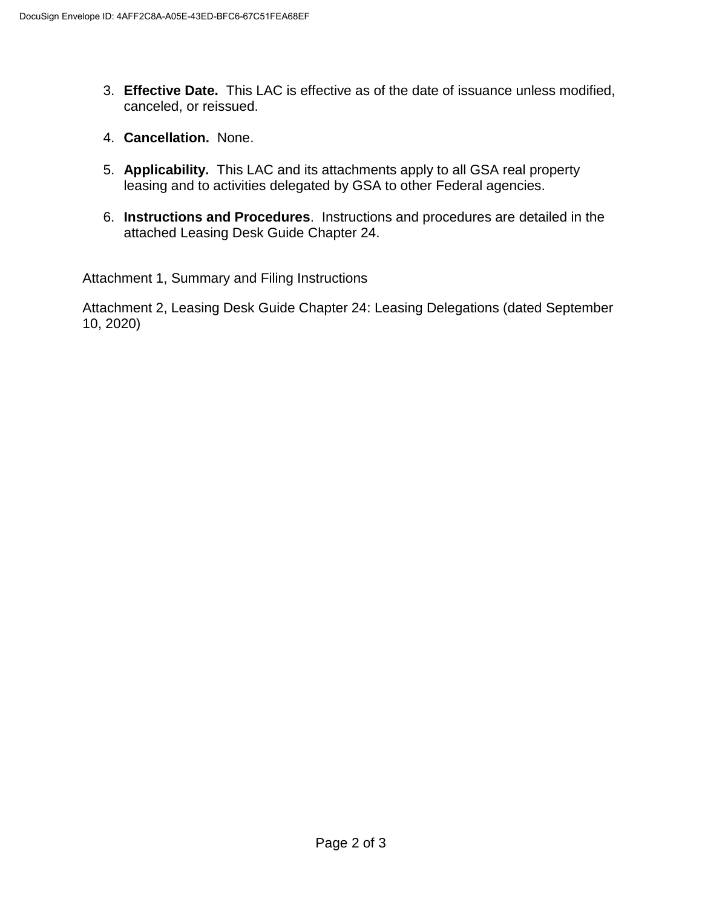3. **Effective Date.** This LAC is effective as of the date of issuance unless modified, canceled, or reissued.

4. **Cancellation.** None.

5. **Applicability.** This LAC and its attachments apply to all GSA real property leasing and to activities delegated by GSA to other Federal agencies.

6. **Instructions and Procedures**. Instructions and procedures are detailed in the attached Leasing Desk Guide Chapter 24.

Attachment 1, Summary and Filing Instructions

Attachment 2, Leasing Desk Guide Chapter 24: Leasing Delegations (dated September 10, 2020)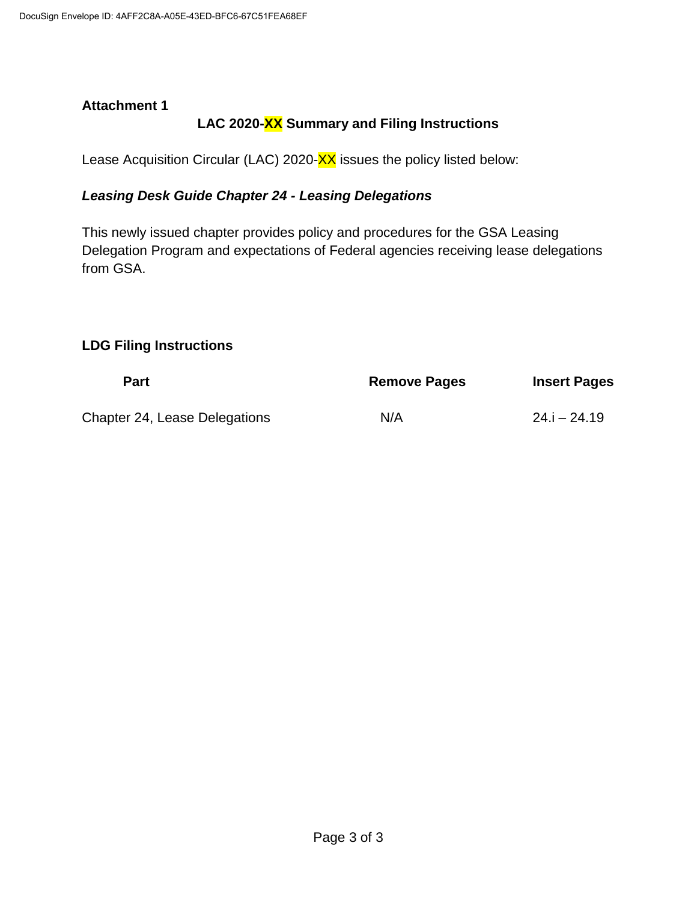**Attachment 1**

## LAC 2020-XX Summary and Filing Instructions

Lease Acquisition Circular (LAC) 2020-XX issues the policy listed below:

***Leasing Desk Guide Chapter 24 - Leasing Delegations***

This newly issued chapter provides policy and procedures for the GSA Leasing Delegation Program and expectations of Federal agencies receiving lease delegations from GSA.

### LDG Filing Instructions

| Part | Remove Pages | Insert Pages |
|---|---|---|
| Chapter 24, Lease Delegations | N/A | 24.i – 24.19 |